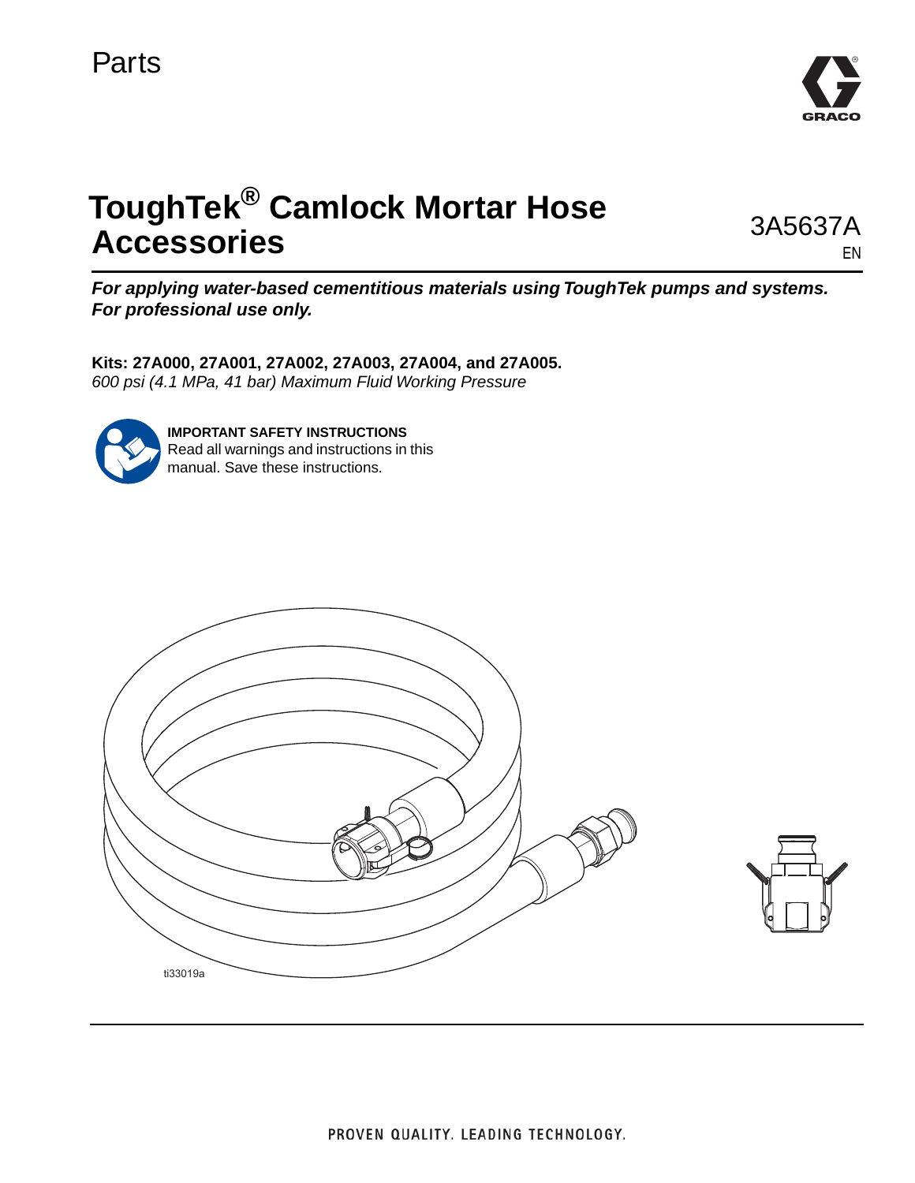Parts

# ToughTek® Camlock Mortar Hose Accessories

3A5637A
EN

***For applying water-based cementitious materials using ToughTek pumps and systems. For professional use only.***

**Kits: 27A000, 27A001, 27A002, 27A003, 27A004, and 27A005.**
*600 psi (4.1 MPa, 41 bar) Maximum Fluid Working Pressure*

**IMPORTANT SAFETY INSTRUCTIONS**
Read all warnings and instructions in this manual. Save these instructions.

ti33019a

PROVEN QUALITY. LEADING TECHNOLOGY.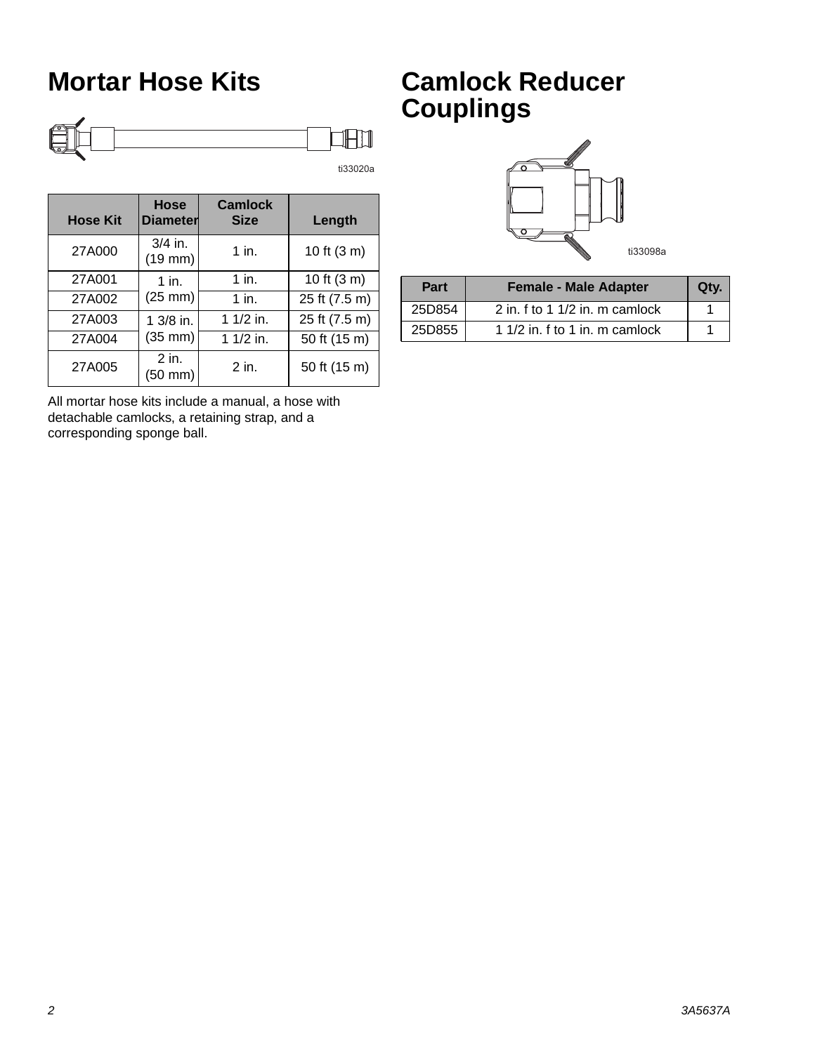# Mortar Hose Kits

ti33020a

| Hose Kit | Hose Diameter | Camlock Size | Length |
|---|---|---|---|
| 27A000 | 3/4 in. (19 mm) | 1 in. | 10 ft (3 m) |
| 27A001 | 1 in. (25 mm) | 1 in. | 10 ft (3 m) |
| 27A002 | | 1 in. | 25 ft (7.5 m) |
| 27A003 | 1 3/8 in. (35 mm) | 1 1/2 in. | 25 ft (7.5 m) |
| 27A004 | | 1 1/2 in. | 50 ft (15 m) |
| 27A005 | 2 in. (50 mm) | 2 in. | 50 ft (15 m) |

All mortar hose kits include a manual, a hose with detachable camlocks, a retaining strap, and a corresponding sponge ball.

# Camlock Reducer Couplings

ti33098a

| Part | Female - Male Adapter | Qty. |
|---|---|---|
| 25D854 | 2 in. f to 1 1/2 in. m camlock | 1 |
| 25D855 | 1 1/2 in. f to 1 in. m camlock | 1 |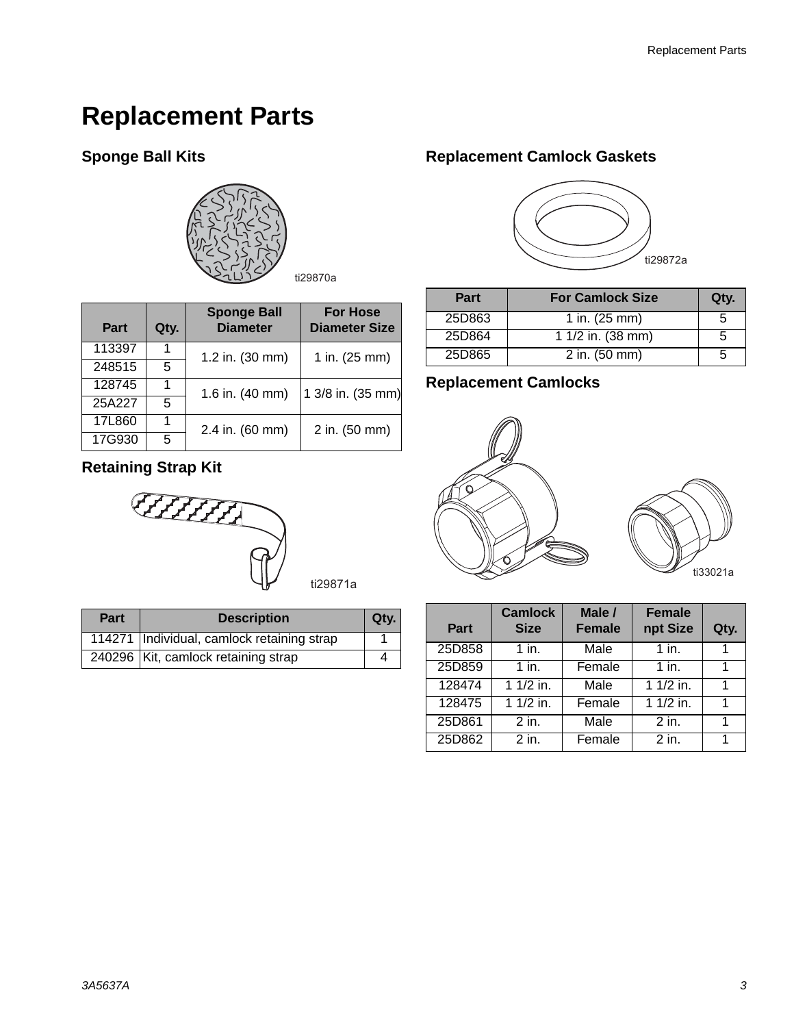# Replacement Parts

## Sponge Ball Kits

ti29870a

| Part | Qty. | Sponge Ball Diameter | For Hose Diameter Size |
|---|---|---|---|
| 113397 | 1 | 1.2 in. (30 mm) | 1 in. (25 mm) |
| 248515 | 5 | | |
| 128745 | 1 | 1.6 in. (40 mm) | 1 3/8 in. (35 mm) |
| 25A227 | 5 | | |
| 17L860 | 1 | 2.4 in. (60 mm) | 2 in. (50 mm) |
| 17G930 | 5 | | |

## Retaining Strap Kit

ti29871a

| Part | Description | Qty. |
|---|---|---|
| 114271 | Individual, camlock retaining strap | 1 |
| 240296 | Kit, camlock retaining strap | 4 |

## Replacement Camlock Gaskets

ti29872a

| Part | For Camlock Size | Qty. |
|---|---|---|
| 25D863 | 1 in. (25 mm) | 5 |
| 25D864 | 1 1/2 in. (38 mm) | 5 |
| 25D865 | 2 in. (50 mm) | 5 |

## Replacement Camlocks

ti33021a

| Part | Camlock Size | Male / Female | Female npt Size | Qty. |
|---|---|---|---|---|
| 25D858 | 1 in. | Male | 1 in. | 1 |
| 25D859 | 1 in. | Female | 1 in. | 1 |
| 128474 | 1 1/2 in. | Male | 1 1/2 in. | 1 |
| 128475 | 1 1/2 in. | Female | 1 1/2 in. | 1 |
| 25D861 | 2 in. | Male | 2 in. | 1 |
| 25D862 | 2 in. | Female | 2 in. | 1 |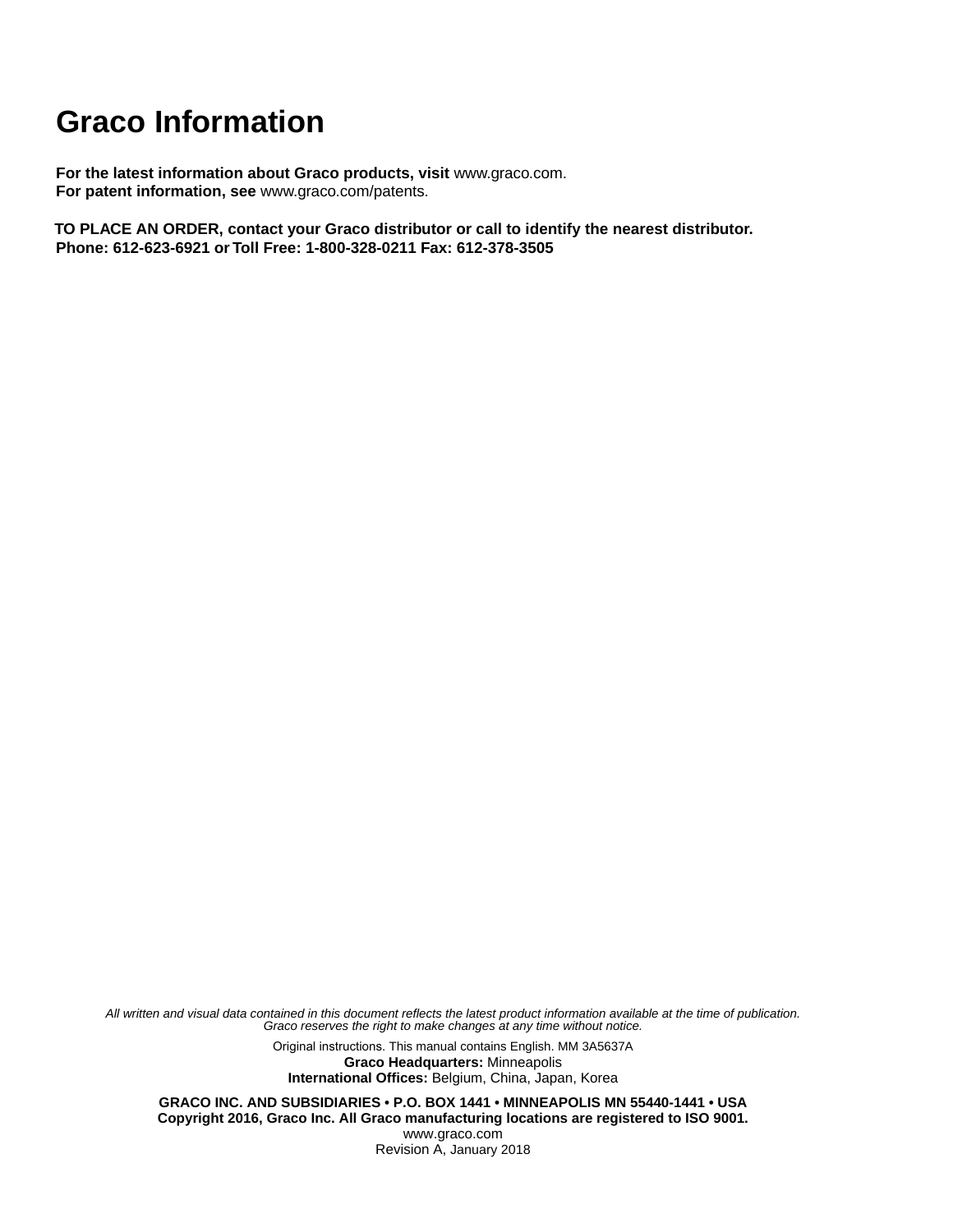# Graco Information

**For the latest information about Graco products, visit** www.graco.com.
**For patent information, see** www.graco.com/patents.

**TO PLACE AN ORDER, contact your Graco distributor or call to identify the nearest distributor.**
**Phone: 612-623-6921 or Toll Free: 1-800-328-0211 Fax: 612-378-3505**

*All written and visual data contained in this document reflects the latest product information available at the time of publication. Graco reserves the right to make changes at any time without notice.*

Original instructions. This manual contains English. MM 3A5637A
**Graco Headquarters:** Minneapolis
**International Offices:** Belgium, China, Japan, Korea

**GRACO INC. AND SUBSIDIARIES • P.O. BOX 1441 • MINNEAPOLIS MN 55440-1441 • USA**
**Copyright 2016, Graco Inc. All Graco manufacturing locations are registered to ISO 9001.**
www.graco.com
Revision A, January 2018